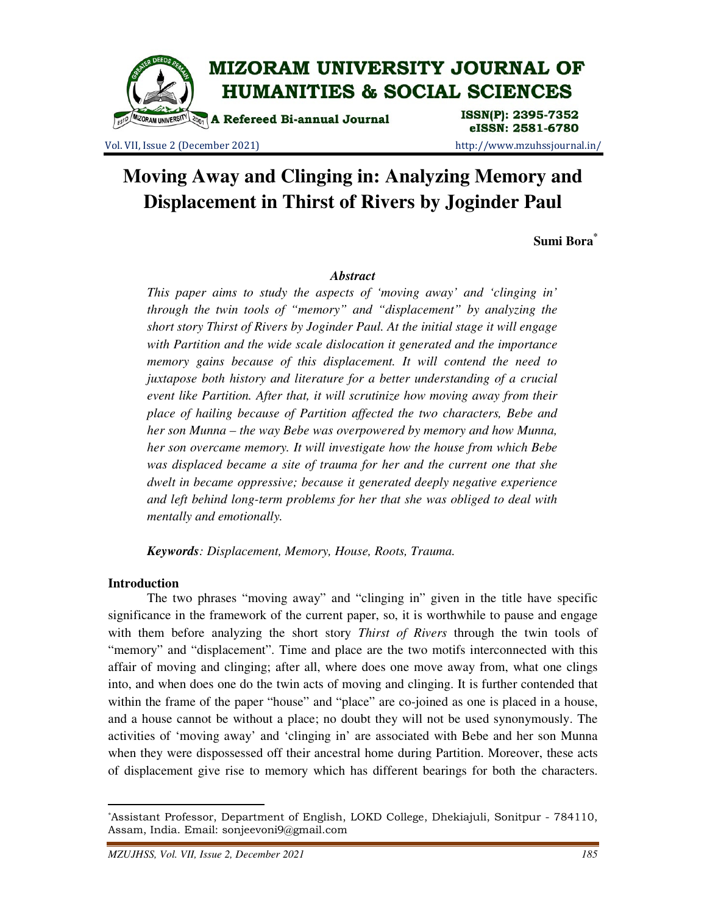# Moving Away and Clinging in: Analyzing Memory and Displacement in Thirst of Rivers by Joginder Paul

**Sumi Bora**[*]

### *Abstract*

*This paper aims to study the aspects of 'moving away' and 'clinging in' through the twin tools of "memory" and "displacement" by analyzing the short story Thirst of Rivers by Joginder Paul. At the initial stage it will engage with Partition and the wide scale dislocation it generated and the importance memory gains because of this displacement. It will contend the need to juxtapose both history and literature for a better understanding of a crucial event like Partition. After that, it will scrutinize how moving away from their place of hailing because of Partition affected the two characters, Bebe and her son Munna – the way Bebe was overpowered by memory and how Munna, her son overcame memory. It will investigate how the house from which Bebe was displaced became a site of trauma for her and the current one that she dwelt in became oppressive; because it generated deeply negative experience and left behind long-term problems for her that she was obliged to deal with mentally and emotionally.*

***Keywords****: Displacement, Memory, House, Roots, Trauma.*

## Introduction

The two phrases "moving away" and "clinging in" given in the title have specific significance in the framework of the current paper, so, it is worthwhile to pause and engage with them before analyzing the short story *Thirst of Rivers* through the twin tools of "memory" and "displacement". Time and place are the two motifs interconnected with this affair of moving and clinging; after all, where does one move away from, what one clings into, and when does one do the twin acts of moving and clinging. It is further contended that within the frame of the paper "house" and "place" are co-joined as one is placed in a house, and a house cannot be without a place; no doubt they will not be used synonymously. The activities of 'moving away' and 'clinging in' are associated with Bebe and her son Munna when they were dispossessed off their ancestral home during Partition. Moreover, these acts of displacement give rise to memory which has different bearings for both the characters.

---

[*] Assistant Professor, Department of English, LOKD College, Dhekiajuli, Sonitpur - 784110, Assam, India. Email: sonjeevoni9@gmail.com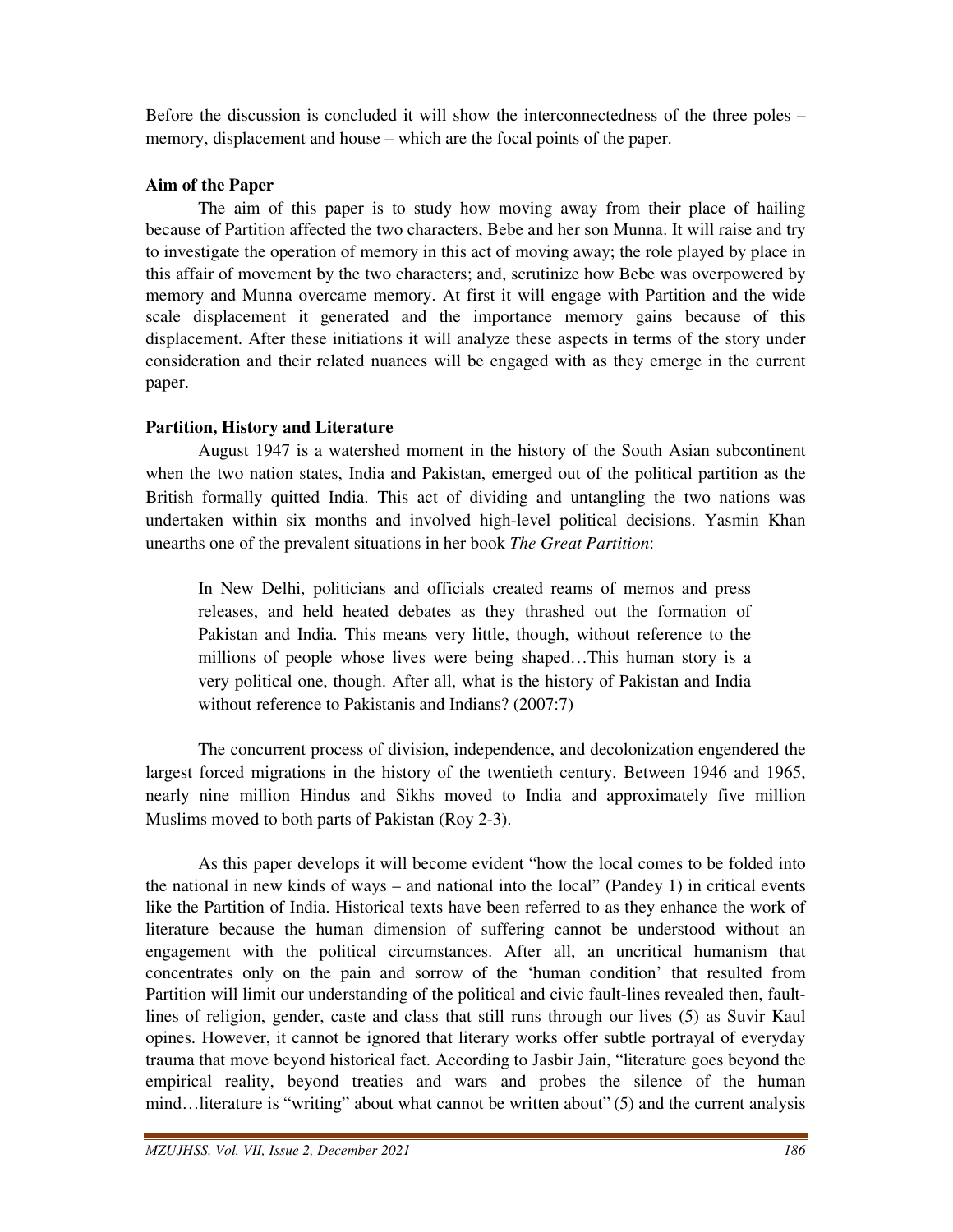Before the discussion is concluded it will show the interconnectedness of the three poles – memory, displacement and house – which are the focal points of the paper.

## Aim of the Paper

The aim of this paper is to study how moving away from their place of hailing because of Partition affected the two characters, Bebe and her son Munna. It will raise and try to investigate the operation of memory in this act of moving away; the role played by place in this affair of movement by the two characters; and, scrutinize how Bebe was overpowered by memory and Munna overcame memory. At first it will engage with Partition and the wide scale displacement it generated and the importance memory gains because of this displacement. After these initiations it will analyze these aspects in terms of the story under consideration and their related nuances will be engaged with as they emerge in the current paper.

## Partition, History and Literature

August 1947 is a watershed moment in the history of the South Asian subcontinent when the two nation states, India and Pakistan, emerged out of the political partition as the British formally quitted India. This act of dividing and untangling the two nations was undertaken within six months and involved high-level political decisions. Yasmin Khan unearths one of the prevalent situations in her book *The Great Partition*:

> In New Delhi, politicians and officials created reams of memos and press releases, and held heated debates as they thrashed out the formation of Pakistan and India. This means very little, though, without reference to the millions of people whose lives were being shaped…This human story is a very political one, though. After all, what is the history of Pakistan and India without reference to Pakistanis and Indians? (2007:7)

The concurrent process of division, independence, and decolonization engendered the largest forced migrations in the history of the twentieth century. Between 1946 and 1965, nearly nine million Hindus and Sikhs moved to India and approximately five million Muslims moved to both parts of Pakistan (Roy 2-3).

As this paper develops it will become evident "how the local comes to be folded into the national in new kinds of ways – and national into the local" (Pandey 1) in critical events like the Partition of India. Historical texts have been referred to as they enhance the work of literature because the human dimension of suffering cannot be understood without an engagement with the political circumstances. After all, an uncritical humanism that concentrates only on the pain and sorrow of the 'human condition' that resulted from Partition will limit our understanding of the political and civic fault-lines revealed then, fault-lines of religion, gender, caste and class that still runs through our lives (5) as Suvir Kaul opines. However, it cannot be ignored that literary works offer subtle portrayal of everyday trauma that move beyond historical fact. According to Jasbir Jain, "literature goes beyond the empirical reality, beyond treaties and wars and probes the silence of the human mind…literature is "writing" about what cannot be written about" (5) and the current analysis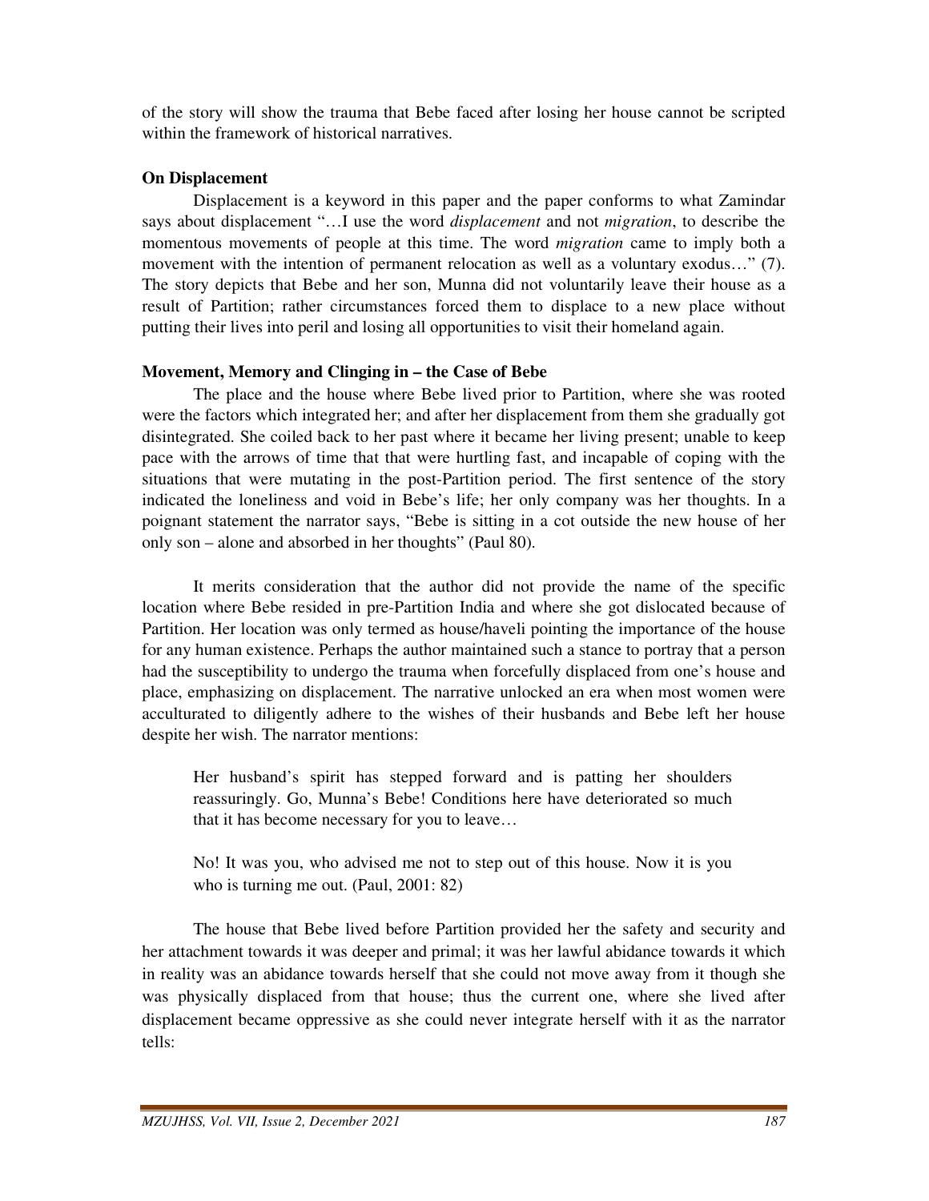of the story will show the trauma that Bebe faced after losing her house cannot be scripted within the framework of historical narratives.

**On Displacement**

Displacement is a keyword in this paper and the paper conforms to what Zamindar says about displacement "…I use the word *displacement* and not *migration*, to describe the momentous movements of people at this time. The word *migration* came to imply both a movement with the intention of permanent relocation as well as a voluntary exodus…" (7). The story depicts that Bebe and her son, Munna did not voluntarily leave their house as a result of Partition; rather circumstances forced them to displace to a new place without putting their lives into peril and losing all opportunities to visit their homeland again.

**Movement, Memory and Clinging in – the Case of Bebe**

The place and the house where Bebe lived prior to Partition, where she was rooted were the factors which integrated her; and after her displacement from them she gradually got disintegrated. She coiled back to her past where it became her living present; unable to keep pace with the arrows of time that that were hurtling fast, and incapable of coping with the situations that were mutating in the post-Partition period. The first sentence of the story indicated the loneliness and void in Bebe's life; her only company was her thoughts. In a poignant statement the narrator says, "Bebe is sitting in a cot outside the new house of her only son – alone and absorbed in her thoughts" (Paul 80).

It merits consideration that the author did not provide the name of the specific location where Bebe resided in pre-Partition India and where she got dislocated because of Partition. Her location was only termed as house/haveli pointing the importance of the house for any human existence. Perhaps the author maintained such a stance to portray that a person had the susceptibility to undergo the trauma when forcefully displaced from one's house and place, emphasizing on displacement. The narrative unlocked an era when most women were acculturated to diligently adhere to the wishes of their husbands and Bebe left her house despite her wish. The narrator mentions:

> Her husband's spirit has stepped forward and is patting her shoulders reassuringly. Go, Munna's Bebe! Conditions here have deteriorated so much that it has become necessary for you to leave…
>
> No! It was you, who advised me not to step out of this house. Now it is you who is turning me out. (Paul, 2001: 82)

The house that Bebe lived before Partition provided her the safety and security and her attachment towards it was deeper and primal; it was her lawful abidance towards it which in reality was an abidance towards herself that she could not move away from it though she was physically displaced from that house; thus the current one, where she lived after displacement became oppressive as she could never integrate herself with it as the narrator tells: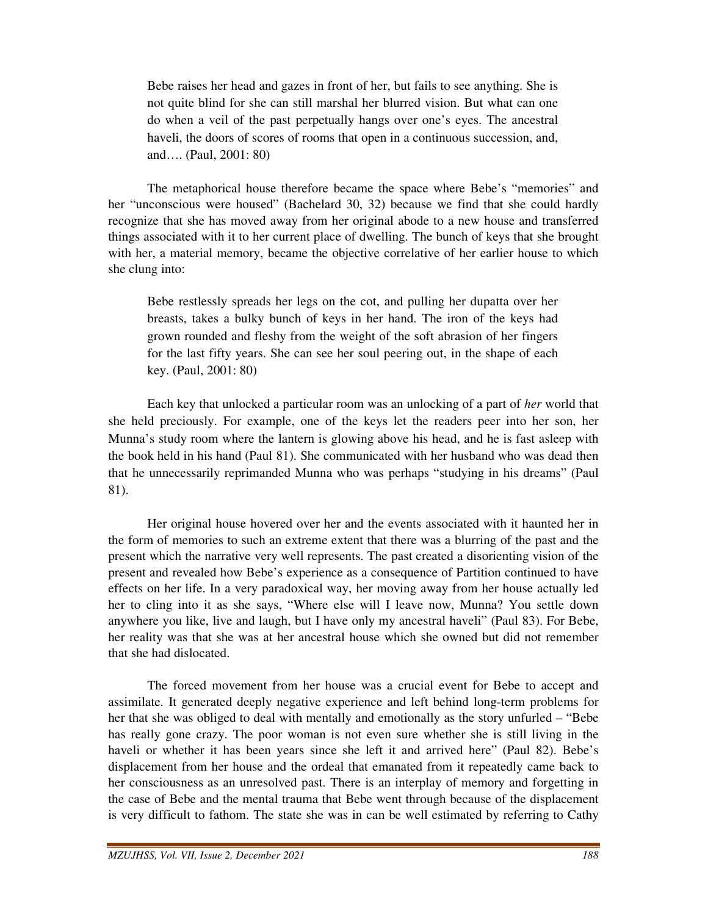> Bebe raises her head and gazes in front of her, but fails to see anything. She is not quite blind for she can still marshal her blurred vision. But what can one do when a veil of the past perpetually hangs over one's eyes. The ancestral haveli, the doors of scores of rooms that open in a continuous succession, and, and…. (Paul, 2001: 80)

The metaphorical house therefore became the space where Bebe's "memories" and her "unconscious were housed" (Bachelard 30, 32) because we find that she could hardly recognize that she has moved away from her original abode to a new house and transferred things associated with it to her current place of dwelling. The bunch of keys that she brought with her, a material memory, became the objective correlative of her earlier house to which she clung into:

> Bebe restlessly spreads her legs on the cot, and pulling her dupatta over her breasts, takes a bulky bunch of keys in her hand. The iron of the keys had grown rounded and fleshy from the weight of the soft abrasion of her fingers for the last fifty years. She can see her soul peering out, in the shape of each key. (Paul, 2001: 80)

Each key that unlocked a particular room was an unlocking of a part of *her* world that she held preciously. For example, one of the keys let the readers peer into her son, her Munna's study room where the lantern is glowing above his head, and he is fast asleep with the book held in his hand (Paul 81). She communicated with her husband who was dead then that he unnecessarily reprimanded Munna who was perhaps "studying in his dreams" (Paul 81).

Her original house hovered over her and the events associated with it haunted her in the form of memories to such an extreme extent that there was a blurring of the past and the present which the narrative very well represents. The past created a disorienting vision of the present and revealed how Bebe's experience as a consequence of Partition continued to have effects on her life. In a very paradoxical way, her moving away from her house actually led her to cling into it as she says, "Where else will I leave now, Munna? You settle down anywhere you like, live and laugh, but I have only my ancestral haveli" (Paul 83). For Bebe, her reality was that she was at her ancestral house which she owned but did not remember that she had dislocated.

The forced movement from her house was a crucial event for Bebe to accept and assimilate. It generated deeply negative experience and left behind long-term problems for her that she was obliged to deal with mentally and emotionally as the story unfurled – "Bebe has really gone crazy. The poor woman is not even sure whether she is still living in the haveli or whether it has been years since she left it and arrived here" (Paul 82). Bebe's displacement from her house and the ordeal that emanated from it repeatedly came back to her consciousness as an unresolved past. There is an interplay of memory and forgetting in the case of Bebe and the mental trauma that Bebe went through because of the displacement is very difficult to fathom. The state she was in can be well estimated by referring to Cathy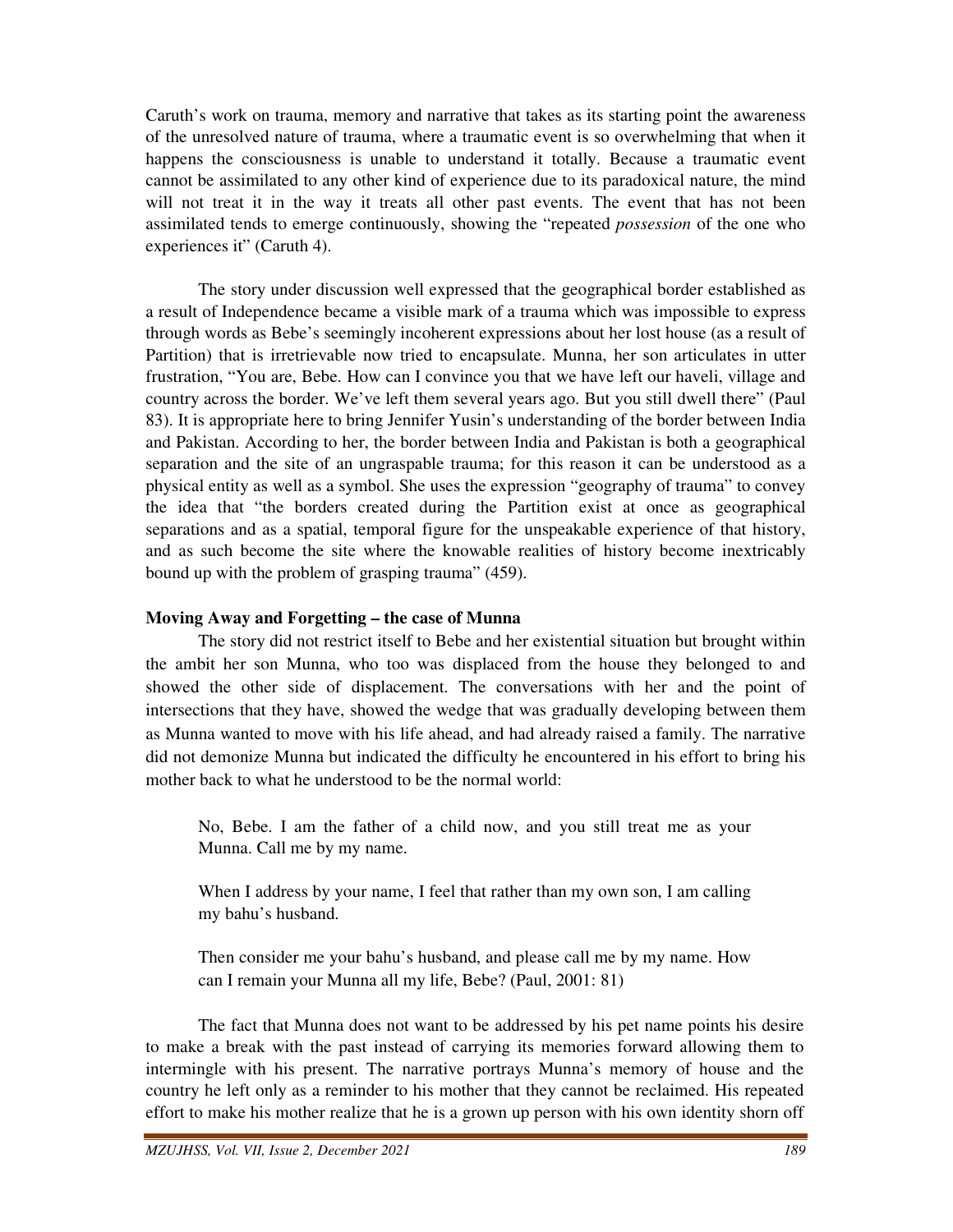Caruth's work on trauma, memory and narrative that takes as its starting point the awareness of the unresolved nature of trauma, where a traumatic event is so overwhelming that when it happens the consciousness is unable to understand it totally. Because a traumatic event cannot be assimilated to any other kind of experience due to its paradoxical nature, the mind will not treat it in the way it treats all other past events. The event that has not been assimilated tends to emerge continuously, showing the "repeated *possession* of the one who experiences it" (Caruth 4).

The story under discussion well expressed that the geographical border established as a result of Independence became a visible mark of a trauma which was impossible to express through words as Bebe's seemingly incoherent expressions about her lost house (as a result of Partition) that is irretrievable now tried to encapsulate. Munna, her son articulates in utter frustration, "You are, Bebe. How can I convince you that we have left our haveli, village and country across the border. We've left them several years ago. But you still dwell there" (Paul 83). It is appropriate here to bring Jennifer Yusin's understanding of the border between India and Pakistan. According to her, the border between India and Pakistan is both a geographical separation and the site of an ungraspable trauma; for this reason it can be understood as a physical entity as well as a symbol. She uses the expression "geography of trauma" to convey the idea that "the borders created during the Partition exist at once as geographical separations and as a spatial, temporal figure for the unspeakable experience of that history, and as such become the site where the knowable realities of history become inextricably bound up with the problem of grasping trauma" (459).

**Moving Away and Forgetting – the case of Munna**

The story did not restrict itself to Bebe and her existential situation but brought within the ambit her son Munna, who too was displaced from the house they belonged to and showed the other side of displacement. The conversations with her and the point of intersections that they have, showed the wedge that was gradually developing between them as Munna wanted to move with his life ahead, and had already raised a family. The narrative did not demonize Munna but indicated the difficulty he encountered in his effort to bring his mother back to what he understood to be the normal world:

> No, Bebe. I am the father of a child now, and you still treat me as your Munna. Call me by my name.
>
> When I address by your name, I feel that rather than my own son, I am calling my bahu's husband.
>
> Then consider me your bahu's husband, and please call me by my name. How can I remain your Munna all my life, Bebe? (Paul, 2001: 81)

The fact that Munna does not want to be addressed by his pet name points his desire to make a break with the past instead of carrying its memories forward allowing them to intermingle with his present. The narrative portrays Munna's memory of house and the country he left only as a reminder to his mother that they cannot be reclaimed. His repeated effort to make his mother realize that he is a grown up person with his own identity shorn off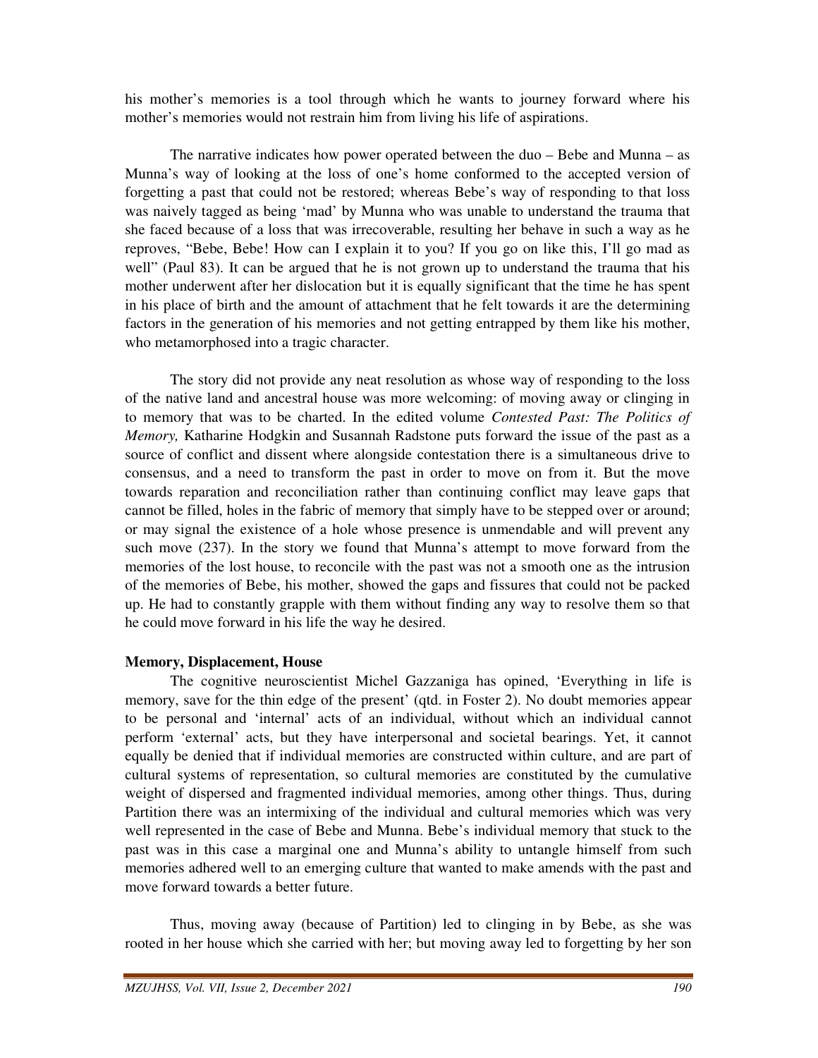his mother's memories is a tool through which he wants to journey forward where his mother's memories would not restrain him from living his life of aspirations.

The narrative indicates how power operated between the duo – Bebe and Munna – as Munna's way of looking at the loss of one's home conformed to the accepted version of forgetting a past that could not be restored; whereas Bebe's way of responding to that loss was naively tagged as being 'mad' by Munna who was unable to understand the trauma that she faced because of a loss that was irrecoverable, resulting her behave in such a way as he reproves, "Bebe, Bebe! How can I explain it to you? If you go on like this, I'll go mad as well" (Paul 83). It can be argued that he is not grown up to understand the trauma that his mother underwent after her dislocation but it is equally significant that the time he has spent in his place of birth and the amount of attachment that he felt towards it are the determining factors in the generation of his memories and not getting entrapped by them like his mother, who metamorphosed into a tragic character.

The story did not provide any neat resolution as whose way of responding to the loss of the native land and ancestral house was more welcoming: of moving away or clinging in to memory that was to be charted. In the edited volume *Contested Past: The Politics of Memory,* Katharine Hodgkin and Susannah Radstone puts forward the issue of the past as a source of conflict and dissent where alongside contestation there is a simultaneous drive to consensus, and a need to transform the past in order to move on from it. But the move towards reparation and reconciliation rather than continuing conflict may leave gaps that cannot be filled, holes in the fabric of memory that simply have to be stepped over or around; or may signal the existence of a hole whose presence is unmendable and will prevent any such move (237). In the story we found that Munna's attempt to move forward from the memories of the lost house, to reconcile with the past was not a smooth one as the intrusion of the memories of Bebe, his mother, showed the gaps and fissures that could not be packed up. He had to constantly grapple with them without finding any way to resolve them so that he could move forward in his life the way he desired.

**Memory, Displacement, House**

The cognitive neuroscientist Michel Gazzaniga has opined, 'Everything in life is memory, save for the thin edge of the present' (qtd. in Foster 2). No doubt memories appear to be personal and 'internal' acts of an individual, without which an individual cannot perform 'external' acts, but they have interpersonal and societal bearings. Yet, it cannot equally be denied that if individual memories are constructed within culture, and are part of cultural systems of representation, so cultural memories are constituted by the cumulative weight of dispersed and fragmented individual memories, among other things. Thus, during Partition there was an intermixing of the individual and cultural memories which was very well represented in the case of Bebe and Munna. Bebe's individual memory that stuck to the past was in this case a marginal one and Munna's ability to untangle himself from such memories adhered well to an emerging culture that wanted to make amends with the past and move forward towards a better future.

Thus, moving away (because of Partition) led to clinging in by Bebe, as she was rooted in her house which she carried with her; but moving away led to forgetting by her son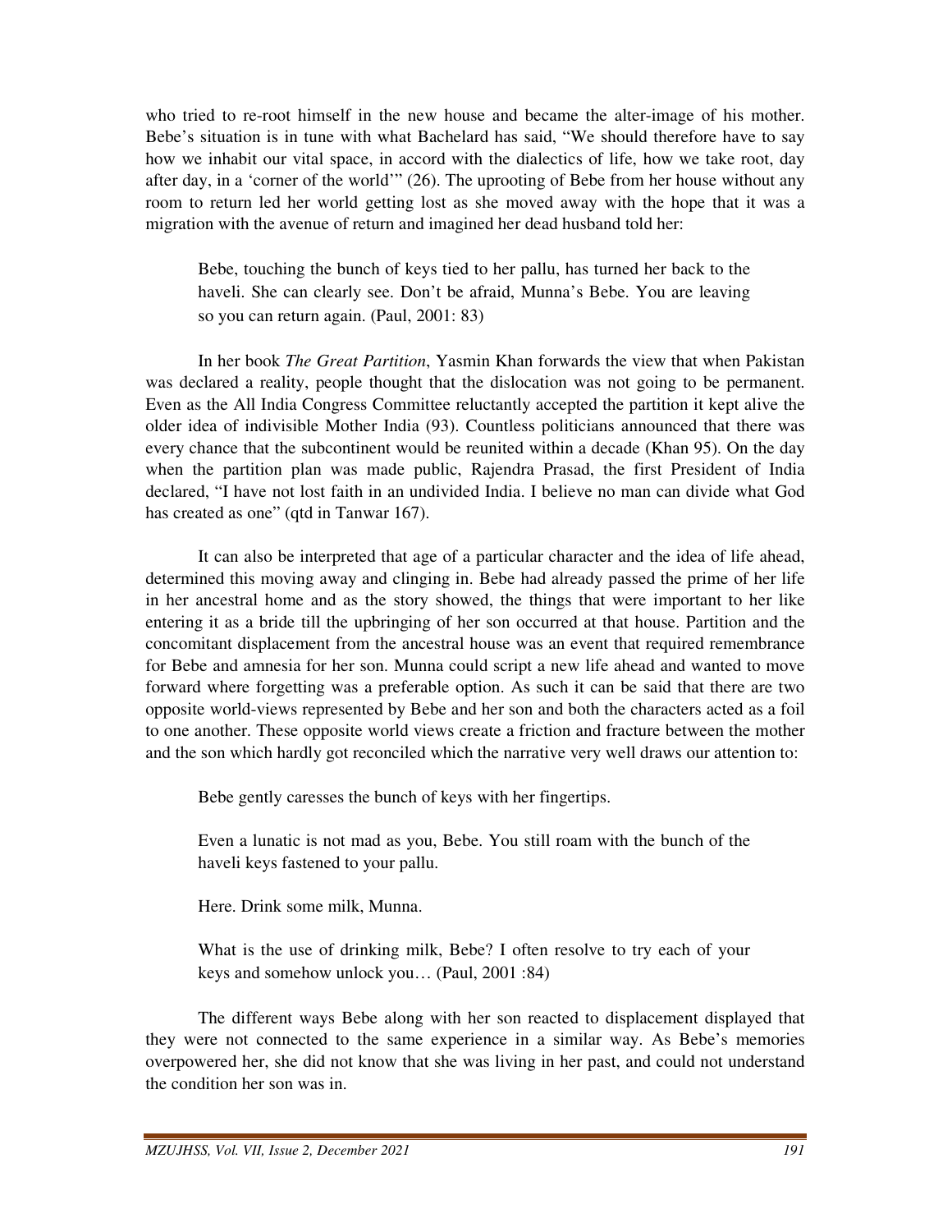who tried to re-root himself in the new house and became the alter-image of his mother. Bebe's situation is in tune with what Bachelard has said, "We should therefore have to say how we inhabit our vital space, in accord with the dialectics of life, how we take root, day after day, in a 'corner of the world'" (26). The uprooting of Bebe from her house without any room to return led her world getting lost as she moved away with the hope that it was a migration with the avenue of return and imagined her dead husband told her:

> Bebe, touching the bunch of keys tied to her pallu, has turned her back to the haveli. She can clearly see. Don't be afraid, Munna's Bebe. You are leaving so you can return again. (Paul, 2001: 83)

In her book *The Great Partition*, Yasmin Khan forwards the view that when Pakistan was declared a reality, people thought that the dislocation was not going to be permanent. Even as the All India Congress Committee reluctantly accepted the partition it kept alive the older idea of indivisible Mother India (93). Countless politicians announced that there was every chance that the subcontinent would be reunited within a decade (Khan 95). On the day when the partition plan was made public, Rajendra Prasad, the first President of India declared, "I have not lost faith in an undivided India. I believe no man can divide what God has created as one" (qtd in Tanwar 167).

It can also be interpreted that age of a particular character and the idea of life ahead, determined this moving away and clinging in. Bebe had already passed the prime of her life in her ancestral home and as the story showed, the things that were important to her like entering it as a bride till the upbringing of her son occurred at that house. Partition and the concomitant displacement from the ancestral house was an event that required remembrance for Bebe and amnesia for her son. Munna could script a new life ahead and wanted to move forward where forgetting was a preferable option. As such it can be said that there are two opposite world-views represented by Bebe and her son and both the characters acted as a foil to one another. These opposite world views create a friction and fracture between the mother and the son which hardly got reconciled which the narrative very well draws our attention to:

> Bebe gently caresses the bunch of keys with her fingertips.
>
> Even a lunatic is not mad as you, Bebe. You still roam with the bunch of the haveli keys fastened to your pallu.
>
> Here. Drink some milk, Munna.
>
> What is the use of drinking milk, Bebe? I often resolve to try each of your keys and somehow unlock you… (Paul, 2001 :84)

The different ways Bebe along with her son reacted to displacement displayed that they were not connected to the same experience in a similar way. As Bebe's memories overpowered her, she did not know that she was living in her past, and could not understand the condition her son was in.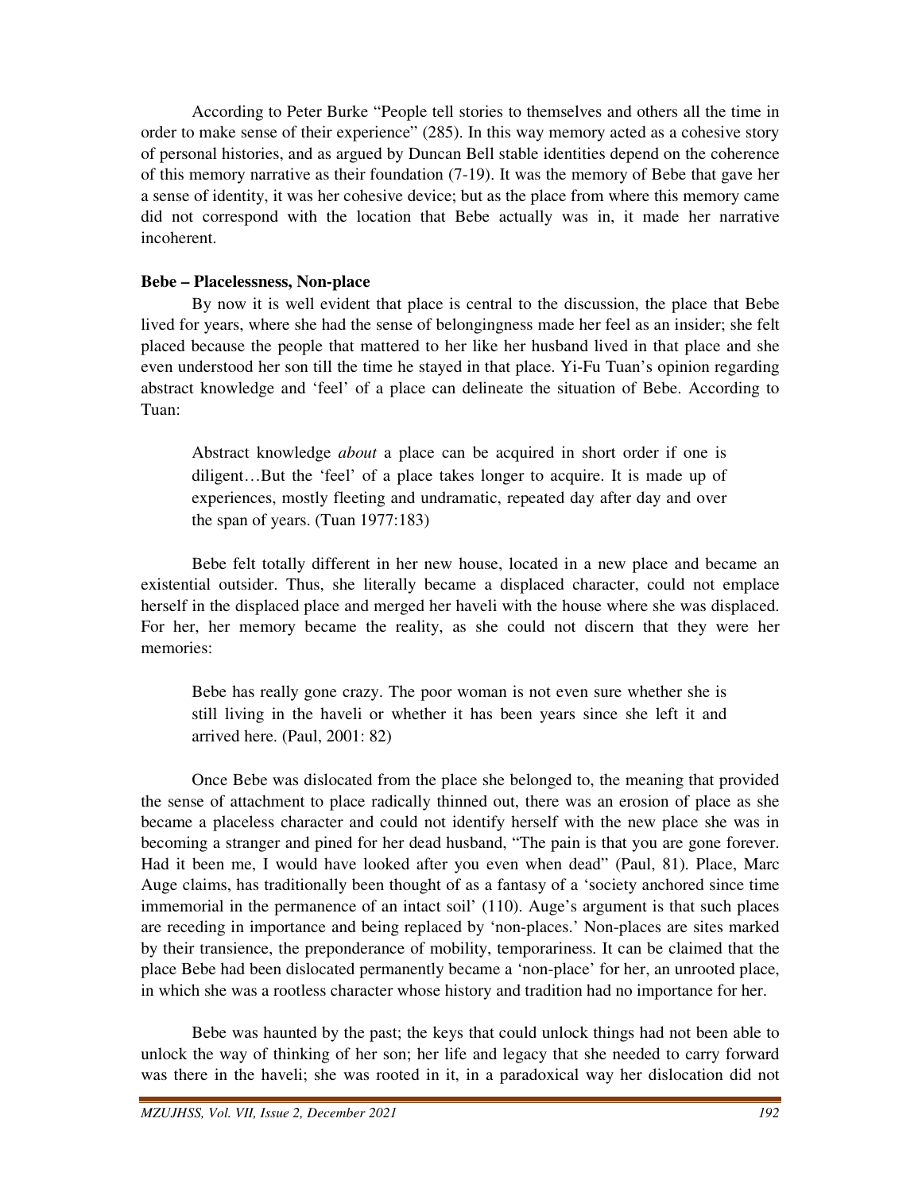According to Peter Burke "People tell stories to themselves and others all the time in order to make sense of their experience" (285). In this way memory acted as a cohesive story of personal histories, and as argued by Duncan Bell stable identities depend on the coherence of this memory narrative as their foundation (7-19). It was the memory of Bebe that gave her a sense of identity, it was her cohesive device; but as the place from where this memory came did not correspond with the location that Bebe actually was in, it made her narrative incoherent.

**Bebe – Placelessness, Non-place**

By now it is well evident that place is central to the discussion, the place that Bebe lived for years, where she had the sense of belongingness made her feel as an insider; she felt placed because the people that mattered to her like her husband lived in that place and she even understood her son till the time he stayed in that place. Yi-Fu Tuan's opinion regarding abstract knowledge and 'feel' of a place can delineate the situation of Bebe. According to Tuan:

> Abstract knowledge *about* a place can be acquired in short order if one is diligent…But the 'feel' of a place takes longer to acquire. It is made up of experiences, mostly fleeting and undramatic, repeated day after day and over the span of years. (Tuan 1977:183)

Bebe felt totally different in her new house, located in a new place and became an existential outsider. Thus, she literally became a displaced character, could not emplace herself in the displaced place and merged her haveli with the house where she was displaced. For her, her memory became the reality, as she could not discern that they were her memories:

> Bebe has really gone crazy. The poor woman is not even sure whether she is still living in the haveli or whether it has been years since she left it and arrived here. (Paul, 2001: 82)

Once Bebe was dislocated from the place she belonged to, the meaning that provided the sense of attachment to place radically thinned out, there was an erosion of place as she became a placeless character and could not identify herself with the new place she was in becoming a stranger and pined for her dead husband, "The pain is that you are gone forever. Had it been me, I would have looked after you even when dead" (Paul, 81). Place, Marc Auge claims, has traditionally been thought of as a fantasy of a 'society anchored since time immemorial in the permanence of an intact soil' (110). Auge's argument is that such places are receding in importance and being replaced by 'non-places.' Non-places are sites marked by their transience, the preponderance of mobility, temporariness. It can be claimed that the place Bebe had been dislocated permanently became a 'non-place' for her, an unrooted place, in which she was a rootless character whose history and tradition had no importance for her.

Bebe was haunted by the past; the keys that could unlock things had not been able to unlock the way of thinking of her son; her life and legacy that she needed to carry forward was there in the haveli; she was rooted in it, in a paradoxical way her dislocation did not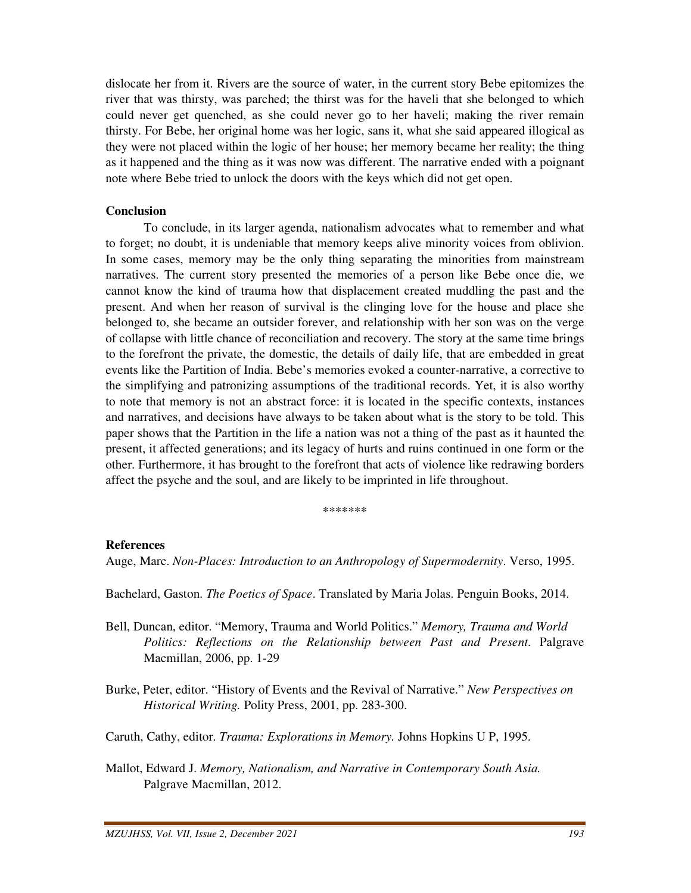dislocate her from it. Rivers are the source of water, in the current story Bebe epitomizes the river that was thirsty, was parched; the thirst was for the haveli that she belonged to which could never get quenched, as she could never go to her haveli; making the river remain thirsty. For Bebe, her original home was her logic, sans it, what she said appeared illogical as they were not placed within the logic of her house; her memory became her reality; the thing as it happened and the thing as it was now was different. The narrative ended with a poignant note where Bebe tried to unlock the doors with the keys which did not get open.

## Conclusion

To conclude, in its larger agenda, nationalism advocates what to remember and what to forget; no doubt, it is undeniable that memory keeps alive minority voices from oblivion. In some cases, memory may be the only thing separating the minorities from mainstream narratives. The current story presented the memories of a person like Bebe once die, we cannot know the kind of trauma how that displacement created muddling the past and the present. And when her reason of survival is the clinging love for the house and place she belonged to, she became an outsider forever, and relationship with her son was on the verge of collapse with little chance of reconciliation and recovery. The story at the same time brings to the forefront the private, the domestic, the details of daily life, that are embedded in great events like the Partition of India. Bebe's memories evoked a counter-narrative, a corrective to the simplifying and patronizing assumptions of the traditional records. Yet, it is also worthy to note that memory is not an abstract force: it is located in the specific contexts, instances and narratives, and decisions have always to be taken about what is the story to be told. This paper shows that the Partition in the life a nation was not a thing of the past as it haunted the present, it affected generations; and its legacy of hurts and ruins continued in one form or the other. Furthermore, it has brought to the forefront that acts of violence like redrawing borders affect the psyche and the soul, and are likely to be imprinted in life throughout.

*******

## References

Auge, Marc. *Non-Places: Introduction to an Anthropology of Supermodernity*. Verso, 1995.

Bachelard, Gaston. *The Poetics of Space*. Translated by Maria Jolas. Penguin Books, 2014.

Bell, Duncan, editor. "Memory, Trauma and World Politics." *Memory, Trauma and World Politics: Reflections on the Relationship between Past and Present*. Palgrave Macmillan, 2006, pp. 1-29

Burke, Peter, editor. "History of Events and the Revival of Narrative." *New Perspectives on Historical Writing.* Polity Press, 2001, pp. 283-300.

Caruth, Cathy, editor. *Trauma: Explorations in Memory.* Johns Hopkins U P, 1995.

Mallot, Edward J. *Memory, Nationalism, and Narrative in Contemporary South Asia.* Palgrave Macmillan, 2012.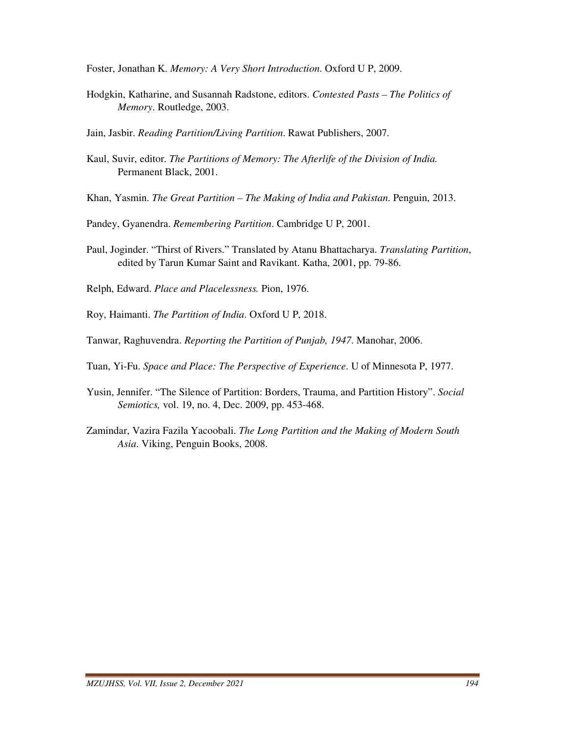Foster, Jonathan K. *Memory: A Very Short Introduction*. Oxford U P, 2009.

Hodgkin, Katharine, and Susannah Radstone, editors. *Contested Pasts – The Politics of Memory*. Routledge, 2003.

Jain, Jasbir. *Reading Partition/Living Partition*. Rawat Publishers, 2007.

Kaul, Suvir, editor. *The Partitions of Memory: The Afterlife of the Division of India.* Permanent Black, 2001.

Khan, Yasmin. *The Great Partition – The Making of India and Pakistan*. Penguin, 2013.

Pandey, Gyanendra. *Remembering Partition*. Cambridge U P, 2001.

Paul, Joginder. "Thirst of Rivers." Translated by Atanu Bhattacharya. *Translating Partition*, edited by Tarun Kumar Saint and Ravikant. Katha, 2001, pp. 79-86.

Relph, Edward. *Place and Placelessness.* Pion, 1976.

Roy, Haimanti. *The Partition of India*. Oxford U P, 2018.

Tanwar, Raghuvendra. *Reporting the Partition of Punjab, 1947*. Manohar, 2006.

Tuan, Yi-Fu. *Space and Place: The Perspective of Experience*. U of Minnesota P, 1977.

Yusin, Jennifer. "The Silence of Partition: Borders, Trauma, and Partition History". *Social Semiotics,* vol. 19, no. 4, Dec. 2009, pp. 453-468.

Zamindar, Vazira Fazila Yacoobali. *The Long Partition and the Making of Modern South Asia*. Viking, Penguin Books, 2008.